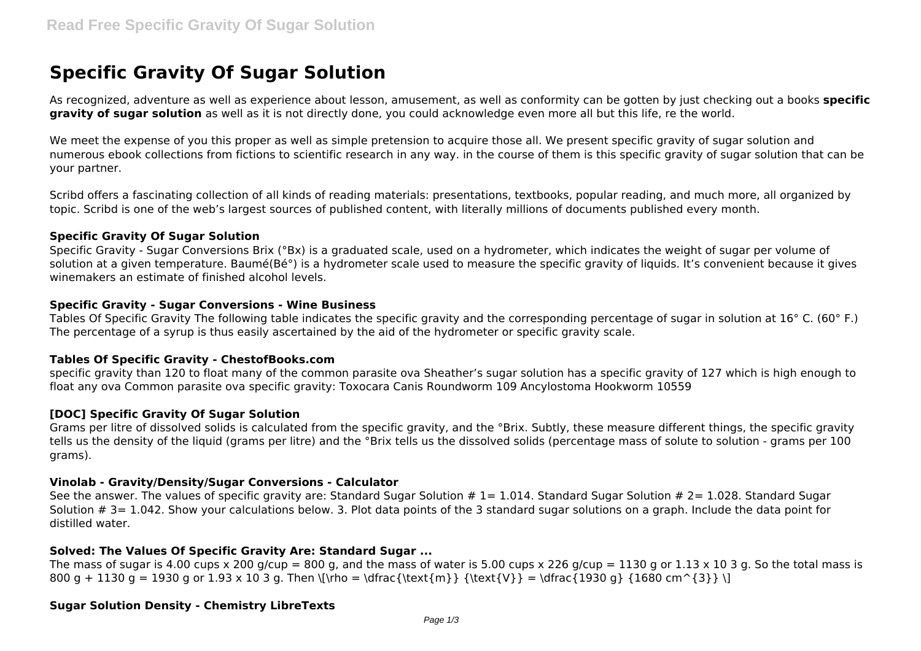# Specific Gravity Of Sugar Solution

As recognized, adventure as well as experience about lesson, amusement, as well as conformity can be gotten by just checking out a books **specific gravity of sugar solution** as well as it is not directly done, you could acknowledge even more all but this life, re the world.

We meet the expense of you this proper as well as simple pretension to acquire those all. We present specific gravity of sugar solution and numerous ebook collections from fictions to scientific research in any way. in the course of them is this specific gravity of sugar solution that can be your partner.

Scribd offers a fascinating collection of all kinds of reading materials: presentations, textbooks, popular reading, and much more, all organized by topic. Scribd is one of the web's largest sources of published content, with literally millions of documents published every month.

### Specific Gravity Of Sugar Solution

Specific Gravity - Sugar Conversions Brix (°Bx) is a graduated scale, used on a hydrometer, which indicates the weight of sugar per volume of solution at a given temperature. Baumé(Bé°) is a hydrometer scale used to measure the specific gravity of liquids. It's convenient because it gives winemakers an estimate of finished alcohol levels.

### Specific Gravity - Sugar Conversions - Wine Business

Tables Of Specific Gravity The following table indicates the specific gravity and the corresponding percentage of sugar in solution at 16° C. (60° F.) The percentage of a syrup is thus easily ascertained by the aid of the hydrometer or specific gravity scale.

### Tables Of Specific Gravity - ChestofBooks.com

specific gravity than 120 to float many of the common parasite ova Sheather's sugar solution has a specific gravity of 127 which is high enough to float any ova Common parasite ova specific gravity: Toxocara Canis Roundworm 109 Ancylostoma Hookworm 10559

### [DOC] Specific Gravity Of Sugar Solution

Grams per litre of dissolved solids is calculated from the specific gravity, and the °Brix. Subtly, these measure different things, the specific gravity tells us the density of the liquid (grams per litre) and the °Brix tells us the dissolved solids (percentage mass of solute to solution - grams per 100 grams).

### Vinolab - Gravity/Density/Sugar Conversions - Calculator

See the answer. The values of specific gravity are: Standard Sugar Solution # 1= 1.014. Standard Sugar Solution # 2= 1.028. Standard Sugar Solution # 3= 1.042. Show your calculations below. 3. Plot data points of the 3 standard sugar solutions on a graph. Include the data point for distilled water.

### Solved: The Values Of Specific Gravity Are: Standard Sugar ...

The mass of sugar is 4.00 cups x 200 g/cup = 800 g, and the mass of water is 5.00 cups x 226 g/cup = 1130 g or 1.13 x 10 3 g. So the total mass is 800 g + 1130 g = 1930 g or 1.93 x 10 3 g. Then \[\rho = \dfrac{\text{m}} {\text{V}} = \dfrac{1930 g} {1680 cm^{3}} \]

### Sugar Solution Density - Chemistry LibreTexts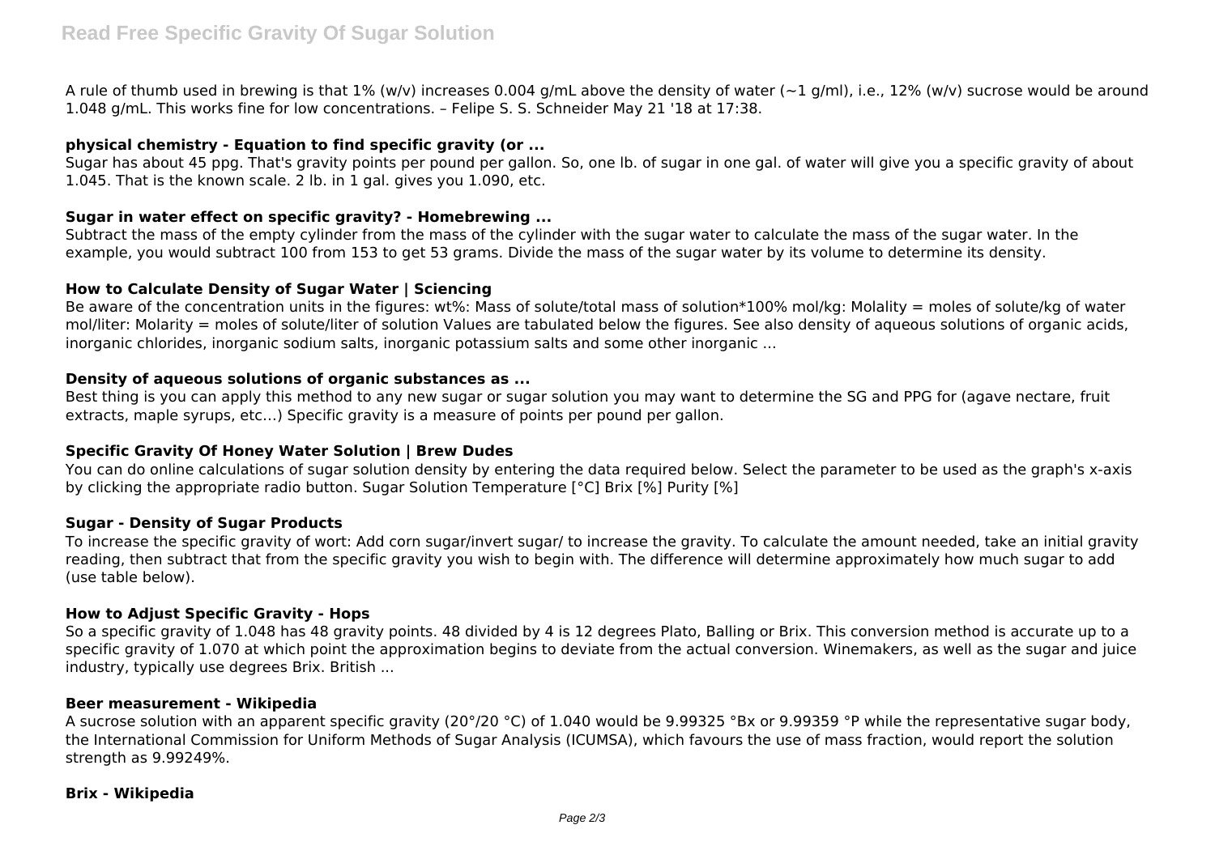A rule of thumb used in brewing is that 1% (w/v) increases 0.004 g/mL above the density of water (~1 g/ml), i.e., 12% (w/v) sucrose would be around 1.048 g/mL. This works fine for low concentrations. – Felipe S. S. Schneider May 21 '18 at 17:38.

### physical chemistry - Equation to find specific gravity (or ...

Sugar has about 45 ppg. That's gravity points per pound per gallon. So, one lb. of sugar in one gal. of water will give you a specific gravity of about 1.045. That is the known scale. 2 lb. in 1 gal. gives you 1.090, etc.

### Sugar in water effect on specific gravity? - Homebrewing ...

Subtract the mass of the empty cylinder from the mass of the cylinder with the sugar water to calculate the mass of the sugar water. In the example, you would subtract 100 from 153 to get 53 grams. Divide the mass of the sugar water by its volume to determine its density.

### How to Calculate Density of Sugar Water | Sciencing

Be aware of the concentration units in the figures: wt%: Mass of solute/total mass of solution*100% mol/kg: Molality = moles of solute/kg of water mol/liter: Molarity = moles of solute/liter of solution Values are tabulated below the figures. See also density of aqueous solutions of organic acids, inorganic chlorides, inorganic sodium salts, inorganic potassium salts and some other inorganic ...

### Density of aqueous solutions of organic substances as ...

Best thing is you can apply this method to any new sugar or sugar solution you may want to determine the SG and PPG for (agave nectare, fruit extracts, maple syrups, etc…) Specific gravity is a measure of points per pound per gallon.

### Specific Gravity Of Honey Water Solution | Brew Dudes

You can do online calculations of sugar solution density by entering the data required below. Select the parameter to be used as the graph's x-axis by clicking the appropriate radio button. Sugar Solution Temperature [°C] Brix [%] Purity [%]

### Sugar - Density of Sugar Products

To increase the specific gravity of wort: Add corn sugar/invert sugar/ to increase the gravity. To calculate the amount needed, take an initial gravity reading, then subtract that from the specific gravity you wish to begin with. The difference will determine approximately how much sugar to add (use table below).

### How to Adjust Specific Gravity - Hops

So a specific gravity of 1.048 has 48 gravity points. 48 divided by 4 is 12 degrees Plato, Balling or Brix. This conversion method is accurate up to a specific gravity of 1.070 at which point the approximation begins to deviate from the actual conversion. Winemakers, as well as the sugar and juice industry, typically use degrees Brix. British ...

### Beer measurement - Wikipedia

A sucrose solution with an apparent specific gravity (20°/20 °C) of 1.040 would be 9.99325 °Bx or 9.99359 °P while the representative sugar body, the International Commission for Uniform Methods of Sugar Analysis (ICUMSA), which favours the use of mass fraction, would report the solution strength as 9.99249%.

### Brix - Wikipedia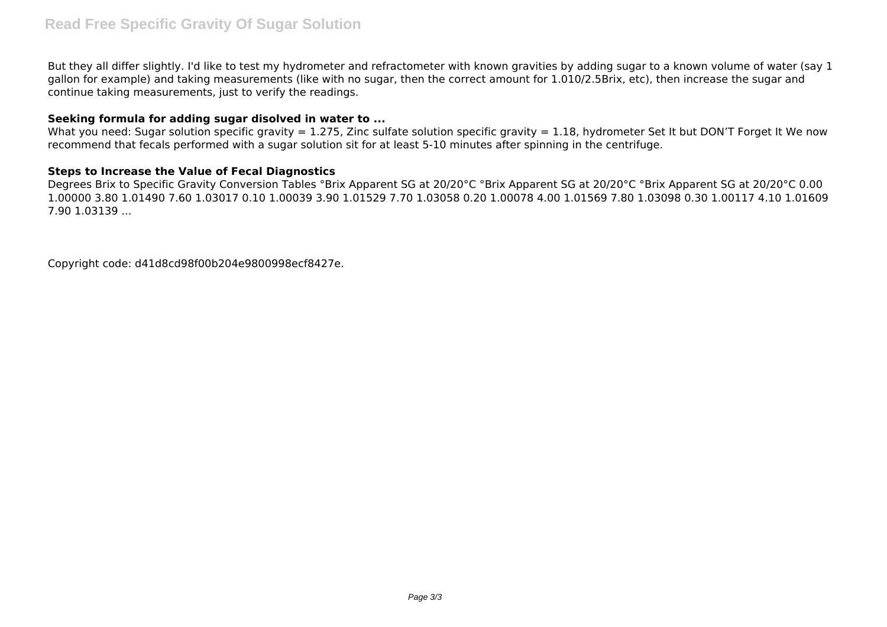But they all differ slightly. I'd like to test my hydrometer and refractometer with known gravities by adding sugar to a known volume of water (say 1 gallon for example) and taking measurements (like with no sugar, then the correct amount for 1.010/2.5Brix, etc), then increase the sugar and continue taking measurements, just to verify the readings.

**Seeking formula for adding sugar disolved in water to ...**

What you need: Sugar solution specific gravity = 1.275, Zinc sulfate solution specific gravity = 1.18, hydrometer Set It but DON'T Forget It We now recommend that fecals performed with a sugar solution sit for at least 5-10 minutes after spinning in the centrifuge.

**Steps to Increase the Value of Fecal Diagnostics**

Degrees Brix to Specific Gravity Conversion Tables °Brix Apparent SG at 20/20°C °Brix Apparent SG at 20/20°C °Brix Apparent SG at 20/20°C 0.00 1.00000 3.80 1.01490 7.60 1.03017 0.10 1.00039 3.90 1.01529 7.70 1.03058 0.20 1.00078 4.00 1.01569 7.80 1.03098 0.30 1.00117 4.10 1.01609 7.90 1.03139 ...

Copyright code: d41d8cd98f00b204e9800998ecf8427e.